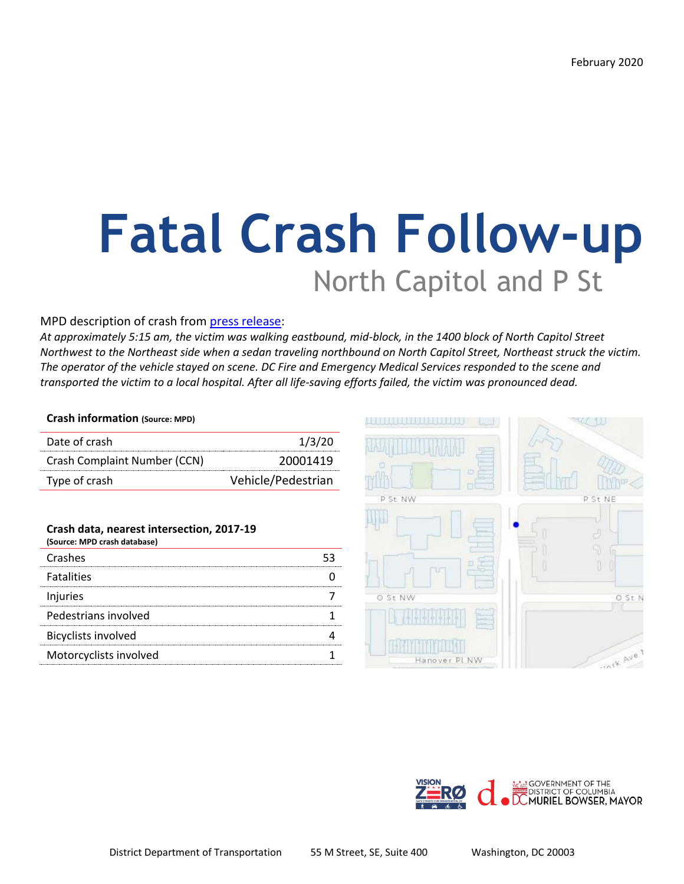February 2020

# Fatal Crash Follow-up

## North Capitol and P St

MPD description of crash from press release:

*At approximately 5:15 am, the victim was walking eastbound, mid-block, in the 1400 block of North Capitol Street Northwest to the Northeast side when a sedan traveling northbound on North Capitol Street, Northeast struck the victim. The operator of the vehicle stayed on scene. DC Fire and Emergency Medical Services responded to the scene and transported the victim to a local hospital. After all life-saving efforts failed, the victim was pronounced dead.*

**Crash information** **(Source: MPD)**

| | |
|---|---|
| Date of crash | 1/3/20 |
| Crash Complaint Number (CCN) | 20001419 |
| Type of crash | Vehicle/Pedestrian |

**Crash data, nearest intersection, 2017-19**
**(Source: MPD crash database)**

| | |
|---|---|
| Crashes | 53 |
| Fatalities | 0 |
| Injuries | 7 |
| Pedestrians involved | 1 |
| Bicyclists involved | 4 |
| Motorcyclists involved | 1 |

District Department of Transportation 55 M Street, SE, Suite 400 Washington, DC 20003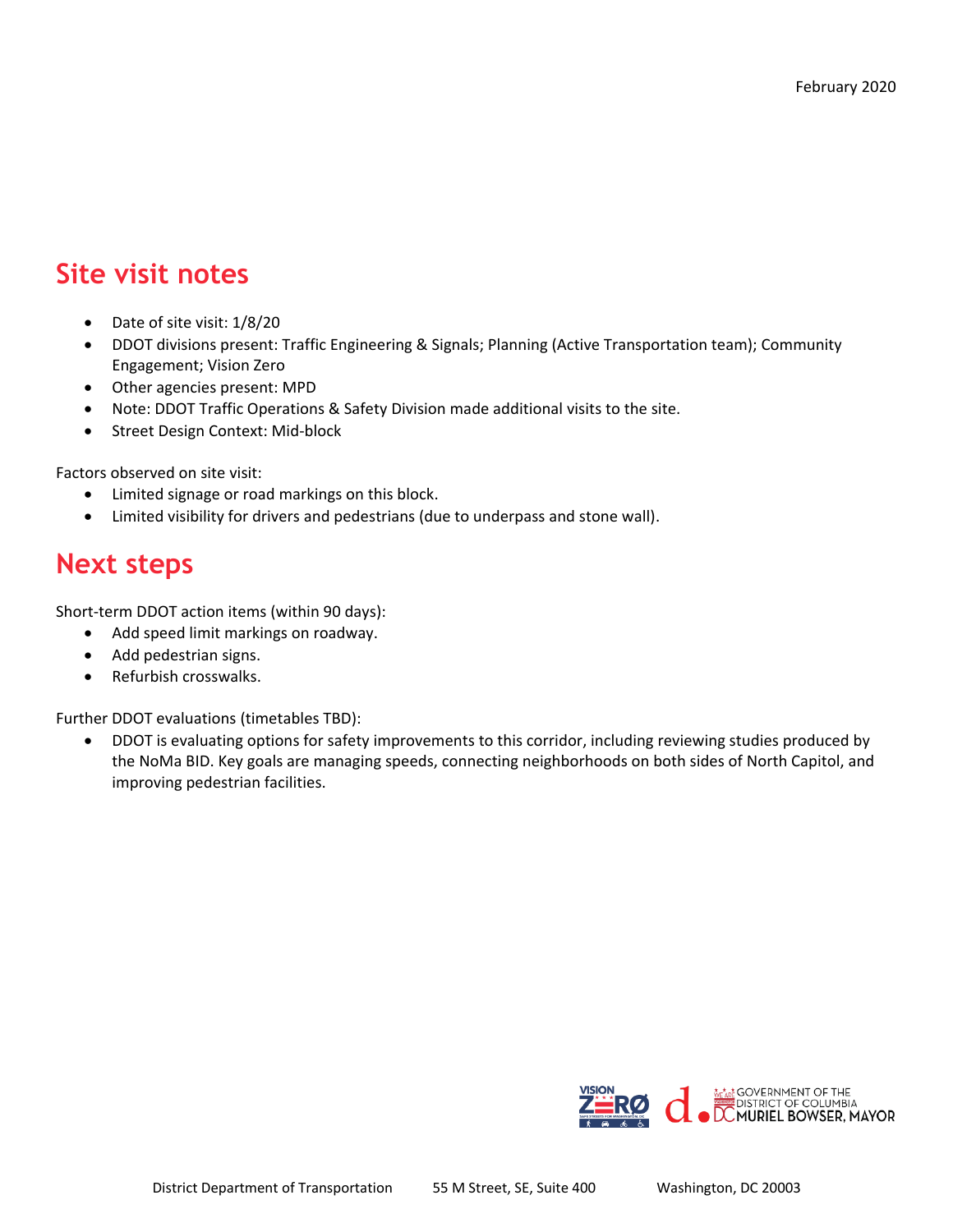February 2020

## Site visit notes

- Date of site visit: 1/8/20
- DDOT divisions present: Traffic Engineering & Signals; Planning (Active Transportation team); Community Engagement; Vision Zero
- Other agencies present: MPD
- Note: DDOT Traffic Operations & Safety Division made additional visits to the site.
- Street Design Context: Mid-block

Factors observed on site visit:

- Limited signage or road markings on this block.
- Limited visibility for drivers and pedestrians (due to underpass and stone wall).

## Next steps

Short-term DDOT action items (within 90 days):

- Add speed limit markings on roadway.
- Add pedestrian signs.
- Refurbish crosswalks.

Further DDOT evaluations (timetables TBD):

- DDOT is evaluating options for safety improvements to this corridor, including reviewing studies produced by the NoMa BID. Key goals are managing speeds, connecting neighborhoods on both sides of North Capitol, and improving pedestrian facilities.